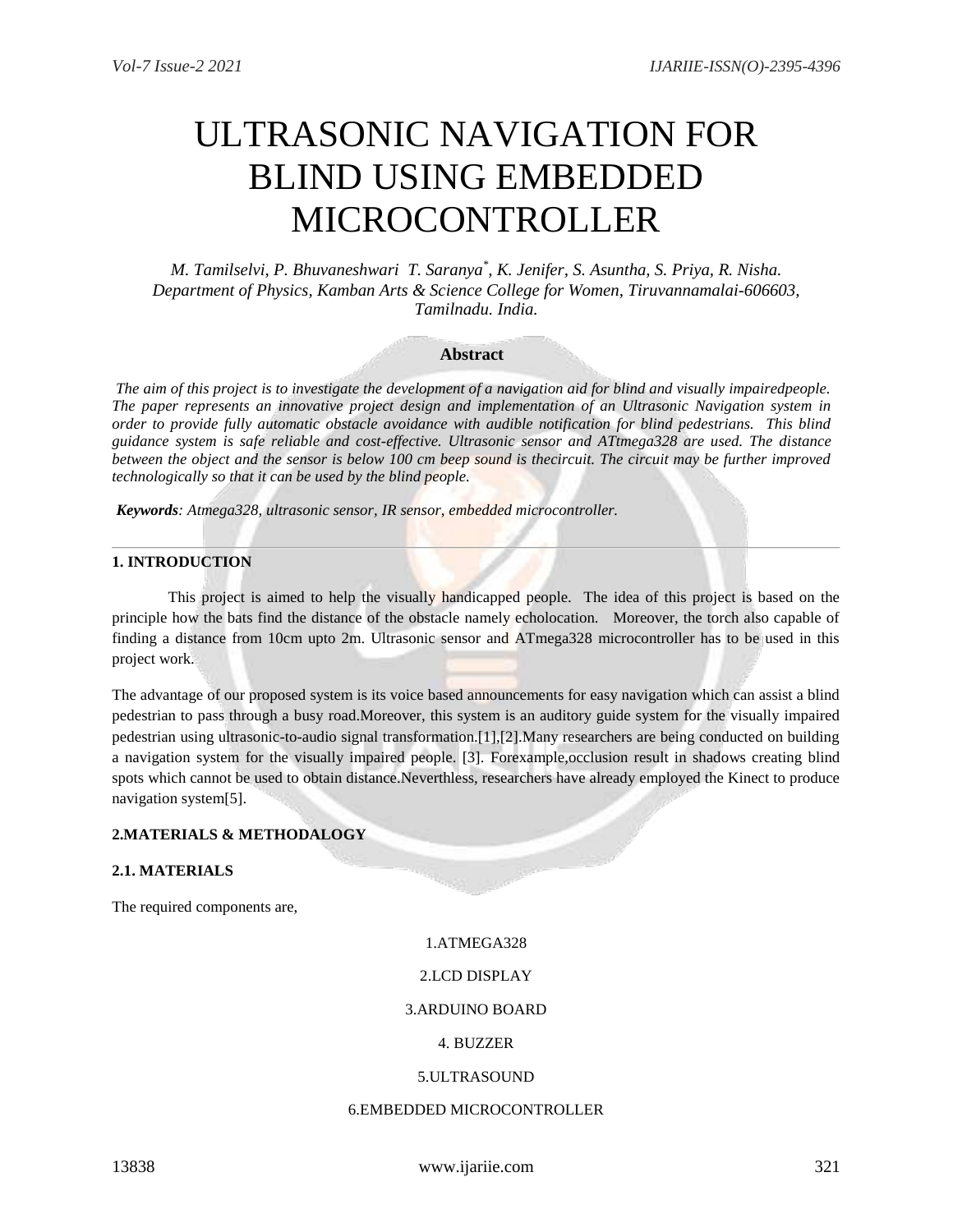# ULTRASONIC NAVIGATION FOR BLIND USING EMBEDDED MICROCONTROLLER

*M. Tamilselvi, P. Bhuvaneshwari T. Saranya*, K. Jenifer, S. Asuntha, S. Priya, R. Nisha.*
*Department of Physics, Kamban Arts & Science College for Women, Tiruvannamalai-606603, Tamilnadu. India.*

## Abstract

*The aim of this project is to investigate the development of a navigation aid for blind and visually impairedpeople. The paper represents an innovative project design and implementation of an Ultrasonic Navigation system in order to provide fully automatic obstacle avoidance with audible notification for blind pedestrians. This blind guidance system is safe reliable and cost-effective. Ultrasonic sensor and ATtmega328 are used. The distance between the object and the sensor is below 100 cm beep sound is thecircuit. The circuit may be further improved technologically so that it can be used by the blind people.*

***Keywords**: Atmega328, ultrasonic sensor, IR sensor, embedded microcontroller.*

## 1. INTRODUCTION

This project is aimed to help the visually handicapped people. The idea of this project is based on the principle how the bats find the distance of the obstacle namely echolocation. Moreover, the torch also capable of finding a distance from 10cm upto 2m. Ultrasonic sensor and ATmega328 microcontroller has to be used in this project work.

The advantage of our proposed system is its voice based announcements for easy navigation which can assist a blind pedestrian to pass through a busy road.Moreover, this system is an auditory guide system for the visually impaired pedestrian using ultrasonic-to-audio signal transformation.[1],[2].Many researchers are being conducted on building a navigation system for the visually impaired people. [3]. Forexample,occlusion result in shadows creating blind spots which cannot be used to obtain distance.Neverthless, researchers have already employed the Kinect to produce navigation system[5].

## 2.MATERIALS & METHODALOGY

### 2.1. MATERIALS

The required components are,

1.ATMEGA328

2.LCD DISPLAY

3.ARDUINO BOARD

4. BUZZER

5.ULTRASOUND

6.EMBEDDED MICROCONTROLLER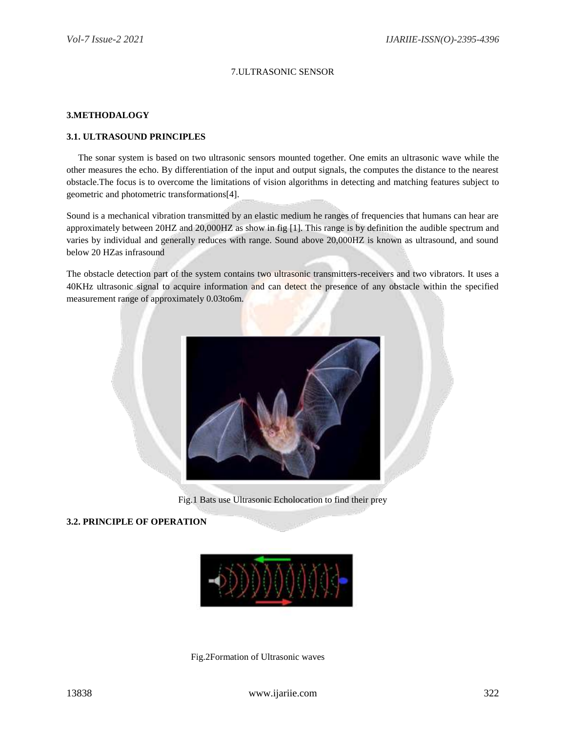7.ULTRASONIC SENSOR

## 3.METHODALOGY

### 3.1. ULTRASOUND PRINCIPLES

The sonar system is based on two ultrasonic sensors mounted together. One emits an ultrasonic wave while the other measures the echo. By differentiation of the input and output signals, the computes the distance to the nearest obstacle.The focus is to overcome the limitations of vision algorithms in detecting and matching features subject to geometric and photometric transformations[4].

Sound is a mechanical vibration transmitted by an elastic medium he ranges of frequencies that humans can hear are approximately between 20HZ and 20,000HZ as show in fig [1]. This range is by definition the audible spectrum and varies by individual and generally reduces with range. Sound above 20,000HZ is known as ultrasound, and sound below 20 HZas infrasound

The obstacle detection part of the system contains two ultrasonic transmitters-receivers and two vibrators. It uses a 40KHz ultrasonic signal to acquire information and can detect the presence of any obstacle within the specified measurement range of approximately 0.03to6m.

Fig.1 Bats use Ultrasonic Echolocation to find their prey

### 3.2. PRINCIPLE OF OPERATION

Fig.2Formation of Ultrasonic waves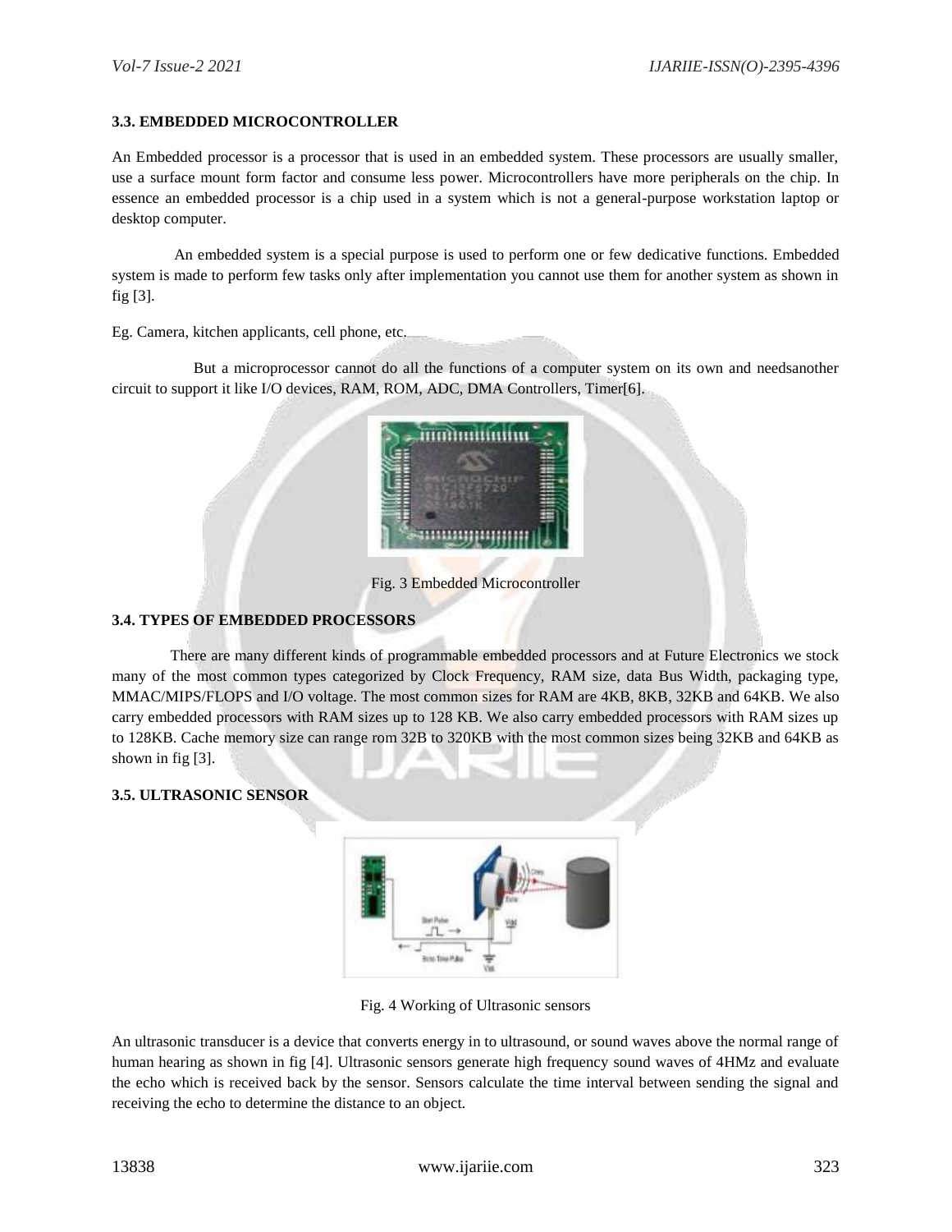### 3.3. EMBEDDED MICROCONTROLLER

An Embedded processor is a processor that is used in an embedded system. These processors are usually smaller, use a surface mount form factor and consume less power. Microcontrollers have more peripherals on the chip. In essence an embedded processor is a chip used in a system which is not a general-purpose workstation laptop or desktop computer.

An embedded system is a special purpose is used to perform one or few dedicative functions. Embedded system is made to perform few tasks only after implementation you cannot use them for another system as shown in fig [3].

Eg. Camera, kitchen applicants, cell phone, etc.

But a microprocessor cannot do all the functions of a computer system on its own and needsanother circuit to support it like I/O devices, RAM, ROM, ADC, DMA Controllers, Timer[6].

Fig. 3 Embedded Microcontroller

### 3.4. TYPES OF EMBEDDED PROCESSORS

There are many different kinds of programmable embedded processors and at Future Electronics we stock many of the most common types categorized by Clock Frequency, RAM size, data Bus Width, packaging type, MMAC/MIPS/FLOPS and I/O voltage. The most common sizes for RAM are 4KB, 8KB, 32KB and 64KB. We also carry embedded processors with RAM sizes up to 128 KB. We also carry embedded processors with RAM sizes up to 128KB. Cache memory size can range rom 32B to 320KB with the most common sizes being 32KB and 64KB as shown in fig [3].

### 3.5. ULTRASONIC SENSOR

Fig. 4 Working of Ultrasonic sensors

An ultrasonic transducer is a device that converts energy in to ultrasound, or sound waves above the normal range of human hearing as shown in fig [4]. Ultrasonic sensors generate high frequency sound waves of 4HMz and evaluate the echo which is received back by the sensor. Sensors calculate the time interval between sending the signal and receiving the echo to determine the distance to an object.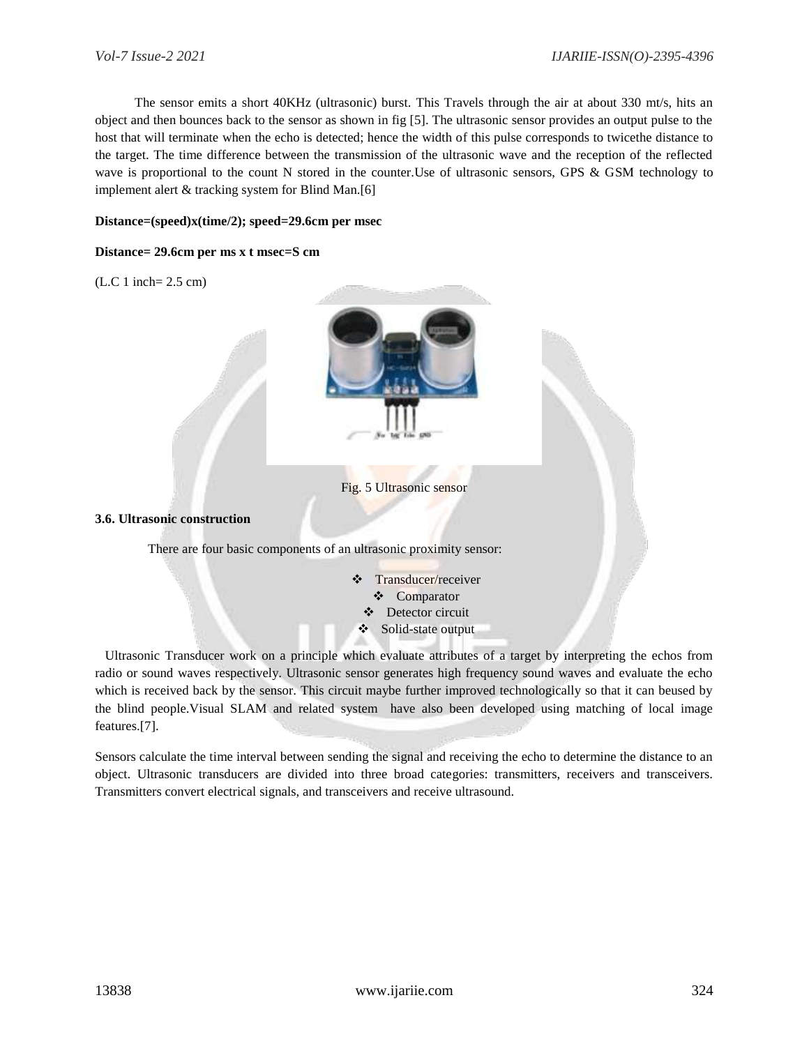The sensor emits a short 40KHz (ultrasonic) burst. This Travels through the air at about 330 mt/s, hits an object and then bounces back to the sensor as shown in fig [5]. The ultrasonic sensor provides an output pulse to the host that will terminate when the echo is detected; hence the width of this pulse corresponds to twicethe distance to the target. The time difference between the transmission of the ultrasonic wave and the reception of the reflected wave is proportional to the count N stored in the counter.Use of ultrasonic sensors, GPS & GSM technology to implement alert & tracking system for Blind Man.[6]

**Distance=(speed)x(time/2); speed=29.6cm per msec**

**Distance= 29.6cm per ms x t msec=S cm**

(L.C 1 inch= 2.5 cm)

Fig. 5 Ultrasonic sensor

**3.6. Ultrasonic construction**

There are four basic components of an ultrasonic proximity sensor:

- Transducer/receiver
- Comparator
- Detector circuit
- Solid-state output

Ultrasonic Transducer work on a principle which evaluate attributes of a target by interpreting the echos from radio or sound waves respectively. Ultrasonic sensor generates high frequency sound waves and evaluate the echo which is received back by the sensor. This circuit maybe further improved technologically so that it can beused by the blind people.Visual SLAM and related system have also been developed using matching of local image features.[7].

Sensors calculate the time interval between sending the signal and receiving the echo to determine the distance to an object. Ultrasonic transducers are divided into three broad categories: transmitters, receivers and transceivers. Transmitters convert electrical signals, and transceivers and receive ultrasound.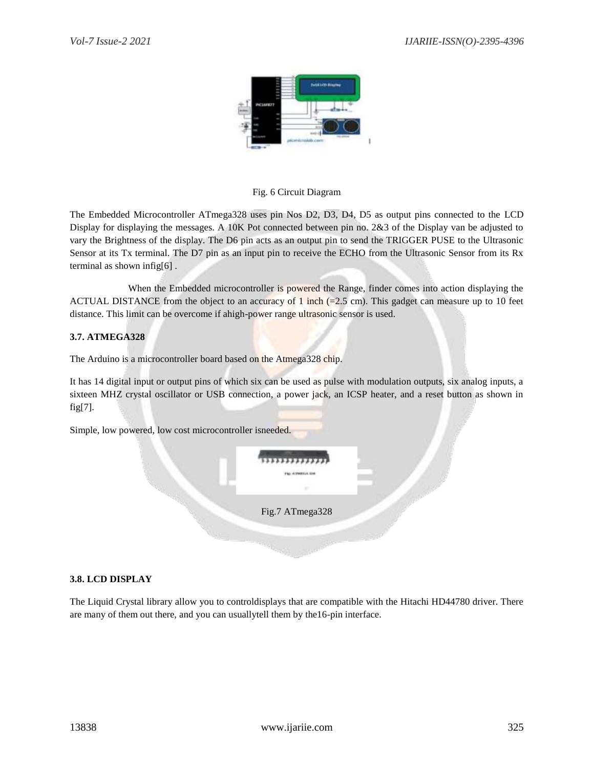Fig. 6 Circuit Diagram

The Embedded Microcontroller ATmega328 uses pin Nos D2, D3, D4, D5 as output pins connected to the LCD Display for displaying the messages. A 10K Pot connected between pin no. 2&3 of the Display van be adjusted to vary the Brightness of the display. The D6 pin acts as an output pin to send the TRIGGER PUSE to the Ultrasonic Sensor at its Tx terminal. The D7 pin as an input pin to receive the ECHO from the Ultrasonic Sensor from its Rx terminal as shown infig[6] .

When the Embedded microcontroller is powered the Range, finder comes into action displaying the ACTUAL DISTANCE from the object to an accuracy of 1 inch (=2.5 cm). This gadget can measure up to 10 feet distance. This limit can be overcome if ahigh-power range ultrasonic sensor is used.

### 3.7. ATMEGA328

The Arduino is a microcontroller board based on the Atmega328 chip.

It has 14 digital input or output pins of which six can be used as pulse with modulation outputs, six analog inputs, a sixteen MHZ crystal oscillator or USB connection, a power jack, an ICSP heater, and a reset button as shown in fig[7].

Simple, low powered, low cost microcontroller isneeded.

Fig.7 ATmega328

### 3.8. LCD DISPLAY

The Liquid Crystal library allow you to controldisplays that are compatible with the Hitachi HD44780 driver. There are many of them out there, and you can usuallytell them by the16-pin interface.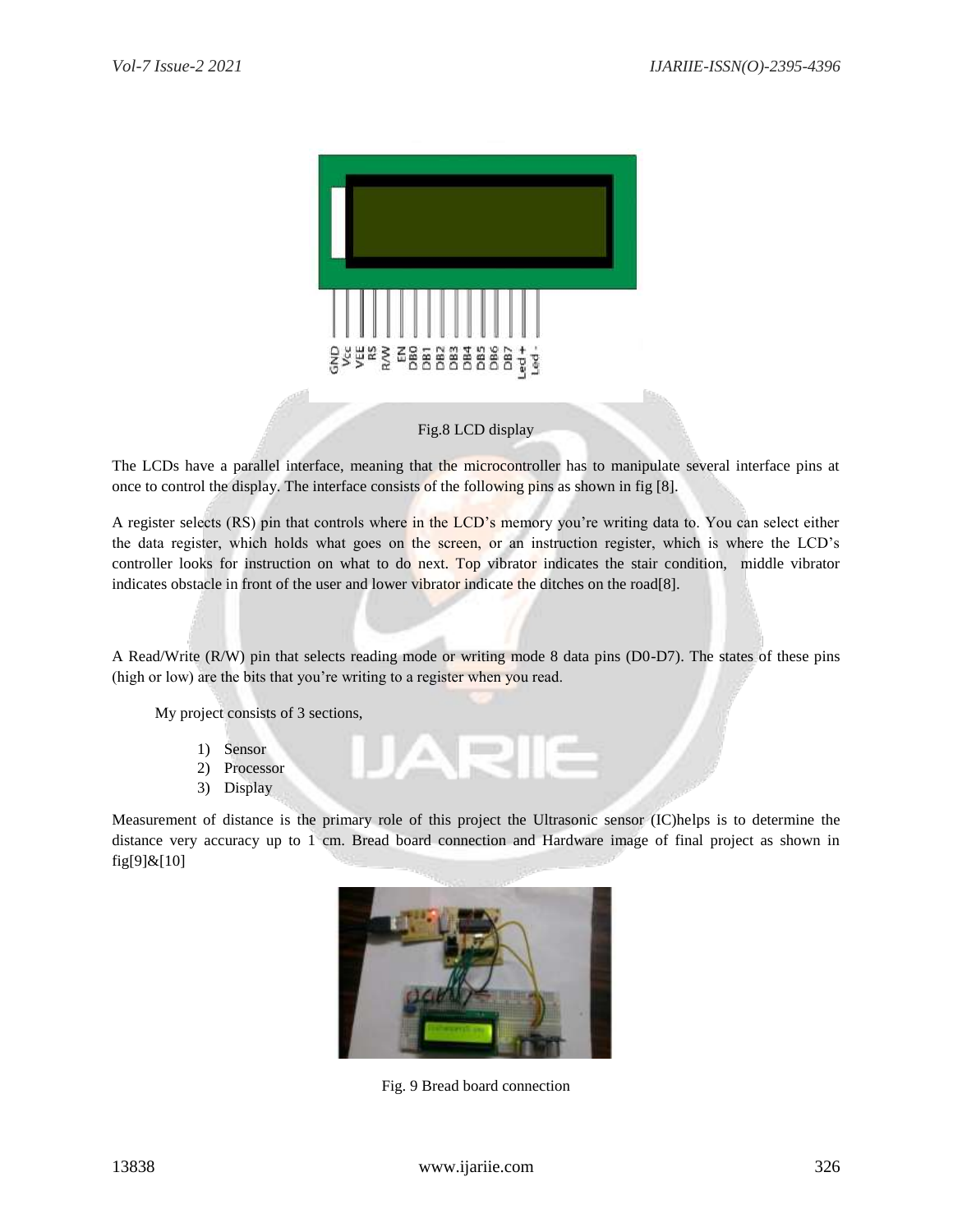Fig.8 LCD display

The LCDs have a parallel interface, meaning that the microcontroller has to manipulate several interface pins at once to control the display. The interface consists of the following pins as shown in fig [8].

A register selects (RS) pin that controls where in the LCD's memory you're writing data to. You can select either the data register, which holds what goes on the screen, or an instruction register, which is where the LCD's controller looks for instruction on what to do next. Top vibrator indicates the stair condition, middle vibrator indicates obstacle in front of the user and lower vibrator indicate the ditches on the road[8].

A Read/Write (R/W) pin that selects reading mode or writing mode 8 data pins (D0-D7). The states of these pins (high or low) are the bits that you're writing to a register when you read.

My project consists of 3 sections,

1) Sensor
2) Processor
3) Display

Measurement of distance is the primary role of this project the Ultrasonic sensor (IC)helps is to determine the distance very accuracy up to 1 cm. Bread board connection and Hardware image of final project as shown in fig[9]&[10]

Fig. 9 Bread board connection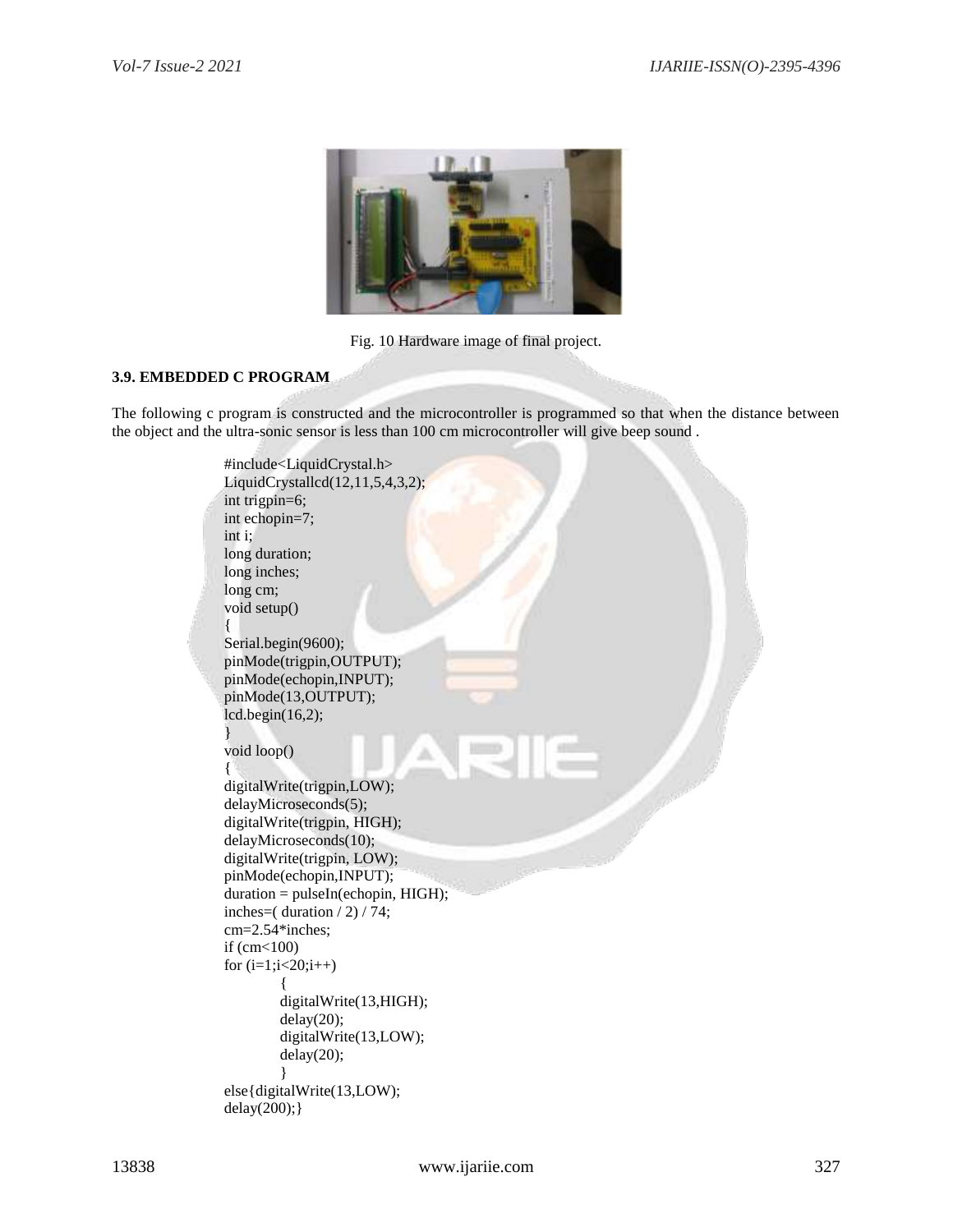Fig. 10 Hardware image of final project.

### 3.9. EMBEDDED C PROGRAM

The following c program is constructed and the microcontroller is programmed so that when the distance between the object and the ultra-sonic sensor is less than 100 cm microcontroller will give beep sound .

```
#include<LiquidCrystal.h>
LiquidCrystallcd(12,11,5,4,3,2);
int trigpin=6;
int echopin=7;
int i;
long duration;
long inches;
long cm;
void setup()
{
Serial.begin(9600);
pinMode(trigpin,OUTPUT);
pinMode(echopin,INPUT);
pinMode(13,OUTPUT);
lcd.begin(16,2);
}
void loop()
{
digitalWrite(trigpin,LOW);
delayMicroseconds(5);
digitalWrite(trigpin, HIGH);
delayMicroseconds(10);
digitalWrite(trigpin, LOW);
pinMode(echopin,INPUT);
duration = pulseIn(echopin, HIGH);
inches=( duration / 2) / 74;
cm=2.54*inches;
if (cm<100)
for (i=1;i<20;i++)
          {
          digitalWrite(13,HIGH);
          delay(20);
          digitalWrite(13,LOW);
          delay(20);
          }
else{digitalWrite(13,LOW);
delay(200);}
```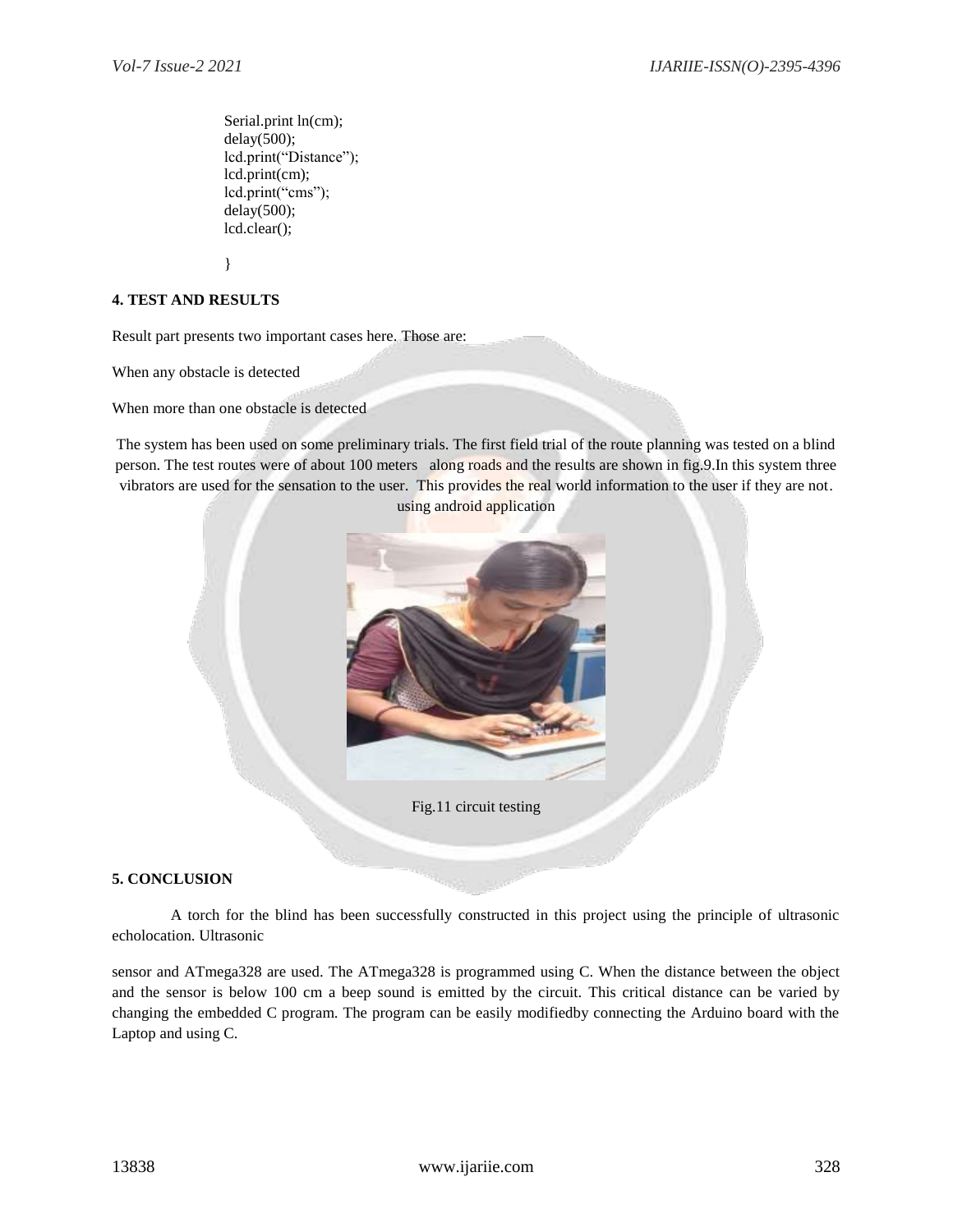```
Serial.print ln(cm);
delay(500);
lcd.print("Distance");
lcd.print(cm);
lcd.print("cms");
delay(500);
lcd.clear();

}
```

**4. TEST AND RESULTS**

Result part presents two important cases here. Those are:

When any obstacle is detected

When more than one obstacle is detected

The system has been used on some preliminary trials. The first field trial of the route planning was tested on a blind person. The test routes were of about 100 meters along roads and the results are shown in fig.9.In this system three vibrators are used for the sensation to the user. This provides the real world information to the user if they are not. using android application

Fig.11 circuit testing

**5. CONCLUSION**

A torch for the blind has been successfully constructed in this project using the principle of ultrasonic echolocation. Ultrasonic

sensor and ATmega328 are used. The ATmega328 is programmed using C. When the distance between the object and the sensor is below 100 cm a beep sound is emitted by the circuit. This critical distance can be varied by changing the embedded C program. The program can be easily modifiedby connecting the Arduino board with the Laptop and using C.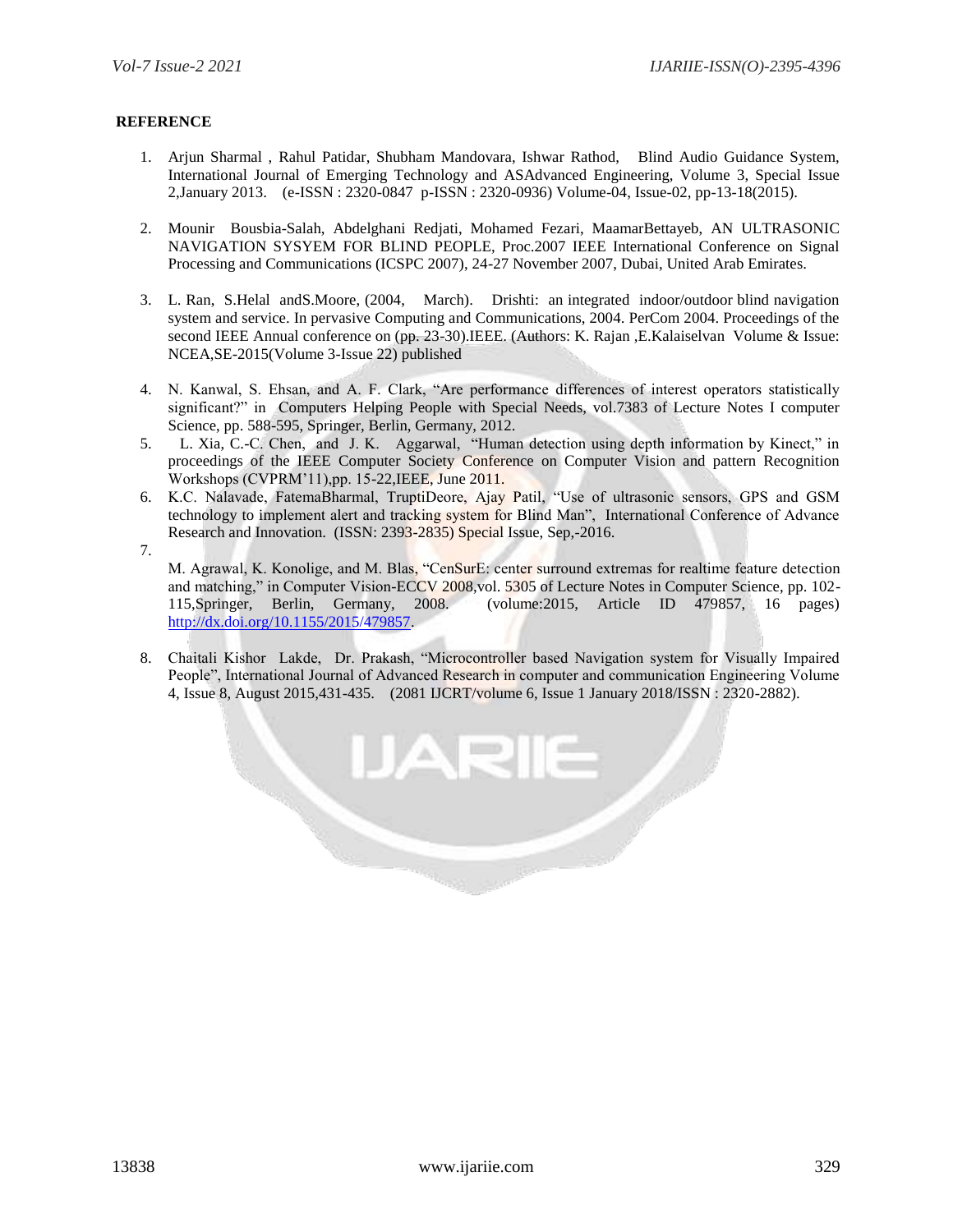**REFERENCE**

1. Arjun Sharmal , Rahul Patidar, Shubham Mandovara, Ishwar Rathod, Blind Audio Guidance System, International Journal of Emerging Technology and ASAdvanced Engineering, Volume 3, Special Issue 2,January 2013. (e-ISSN : 2320-0847 p-ISSN : 2320-0936) Volume-04, Issue-02, pp-13-18(2015).

2. Mounir Bousbia-Salah, Abdelghani Redjati, Mohamed Fezari, MaamarBettayeb, AN ULTRASONIC NAVIGATION SYSYEM FOR BLIND PEOPLE, Proc.2007 IEEE International Conference on Signal Processing and Communications (ICSPC 2007), 24-27 November 2007, Dubai, United Arab Emirates.

3. L. Ran, S.Helal andS.Moore, (2004, March). Drishti: an integrated indoor/outdoor blind navigation system and service. In pervasive Computing and Communications, 2004. PerCom 2004. Proceedings of the second IEEE Annual conference on (pp. 23-30).IEEE. (Authors: K. Rajan ,E.Kalaiselvan Volume & Issue: NCEA,SE-2015(Volume 3-Issue 22) published

4. N. Kanwal, S. Ehsan, and A. F. Clark, "Are performance differences of interest operators statistically significant?" in Computers Helping People with Special Needs, vol.7383 of Lecture Notes I computer Science, pp. 588-595, Springer, Berlin, Germany, 2012.
5. L. Xia, C.-C. Chen, and J. K. Aggarwal, "Human detection using depth information by Kinect," in proceedings of the IEEE Computer Society Conference on Computer Vision and pattern Recognition Workshops (CVPRM'11),pp. 15-22,IEEE, June 2011.
6. K.C. Nalavade, FatemaBharmal, TruptiDeore, Ajay Patil, "Use of ultrasonic sensors, GPS and GSM technology to implement alert and tracking system for Blind Man", International Conference of Advance Research and Innovation. (ISSN: 2393-2835) Special Issue, Sep,-2016.
7. M. Agrawal, K. Konolige, and M. Blas, "CenSurE: center surround extremas for realtime feature detection and matching," in Computer Vision-ECCV 2008,vol. 5305 of Lecture Notes in Computer Science, pp. 102-115,Springer, Berlin, Germany, 2008. (volume:2015, Article ID 479857, 16 pages) http://dx.doi.org/10.1155/2015/479857.

8. Chaitali Kishor Lakde, Dr. Prakash, "Microcontroller based Navigation system for Visually Impaired People", International Journal of Advanced Research in computer and communication Engineering Volume 4, Issue 8, August 2015,431-435. (2081 IJCRT/volume 6, Issue 1 January 2018/ISSN : 2320-2882).